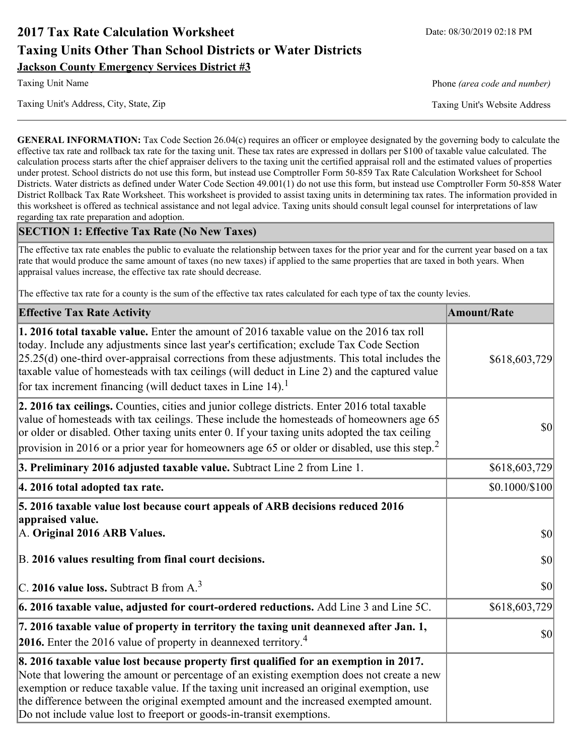# 2017 Tax Rate Calculation Worksheet

Date: 08/30/2019 02:18 PM

## Taxing Units Other Than School Districts or Water Districts

**Jackson County Emergency Services District #3**

Taxing Unit Name

Phone *(area code and number)*

Taxing Unit's Address, City, State, Zip

Taxing Unit's Website Address

---

**GENERAL INFORMATION:** Tax Code Section 26.04(c) requires an officer or employee designated by the governing body to calculate the effective tax rate and rollback tax rate for the taxing unit. These tax rates are expressed in dollars per $100 of taxable value calculated. The calculation process starts after the chief appraiser delivers to the taxing unit the certified appraisal roll and the estimated values of properties under protest. School districts do not use this form, but instead use Comptroller Form 50-859 Tax Rate Calculation Worksheet for School Districts. Water districts as defined under Water Code Section 49.001(1) do not use this form, but instead use Comptroller Form 50-858 Water District Rollback Tax Rate Worksheet. This worksheet is provided to assist taxing units in determining tax rates. The information provided in this worksheet is offered as technical assistance and not legal advice. Taxing units should consult legal counsel for interpretations of law regarding tax rate preparation and adoption.

### SECTION 1: Effective Tax Rate (No New Taxes)

The effective tax rate enables the public to evaluate the relationship between taxes for the prior year and for the current year based on a tax rate that would produce the same amount of taxes (no new taxes) if applied to the same properties that are taxed in both years. When appraisal values increase, the effective tax rate should decrease.

The effective tax rate for a county is the sum of the effective tax rates calculated for each type of tax the county levies.

| Effective Tax Rate Activity | Amount/Rate |
|---|---|
| **1. 2016 total taxable value.** Enter the amount of 2016 taxable value on the 2016 tax roll today. Include any adjustments since last year's certification; exclude Tax Code Section 25.25(d) one-third over-appraisal corrections from these adjustments. This total includes the taxable value of homesteads with tax ceilings (will deduct in Line 2) and the captured value for tax increment financing (will deduct taxes in Line 14).[1] | $618,603,729 |
| **2. 2016 tax ceilings.** Counties, cities and junior college districts. Enter 2016 total taxable value of homesteads with tax ceilings. These include the homesteads of homeowners age 65 or older or disabled. Other taxing units enter 0. If your taxing units adopted the tax ceiling provision in 2016 or a prior year for homeowners age 65 or older or disabled, use this step.[2] | $0 |
| **3. Preliminary 2016 adjusted taxable value.** Subtract Line 2 from Line 1. | $618,603,729 |
| **4. 2016 total adopted tax rate.** | $0.1000/$100 |
| **5. 2016 taxable value lost because court appeals of ARB decisions reduced 2016 appraised value.** | |
| A. **Original 2016 ARB Values.** | $0 |
| B. **2016 values resulting from final court decisions.** | $0 |
| C. **2016 value loss.** Subtract B from A.[3] | $0 |
| **6. 2016 taxable value, adjusted for court-ordered reductions.** Add Line 3 and Line 5C. | $618,603,729 |
| **7. 2016 taxable value of property in territory the taxing unit deannexed after Jan. 1, 2016.** Enter the 2016 value of property in deannexed territory.[4] | $0 |
| **8. 2016 taxable value lost because property first qualified for an exemption in 2017.** Note that lowering the amount or percentage of an existing exemption does not create a new exemption or reduce taxable value. If the taxing unit increased an original exemption, use the difference between the original exempted amount and the increased exempted amount. Do not include value lost to freeport or goods-in-transit exemptions. | |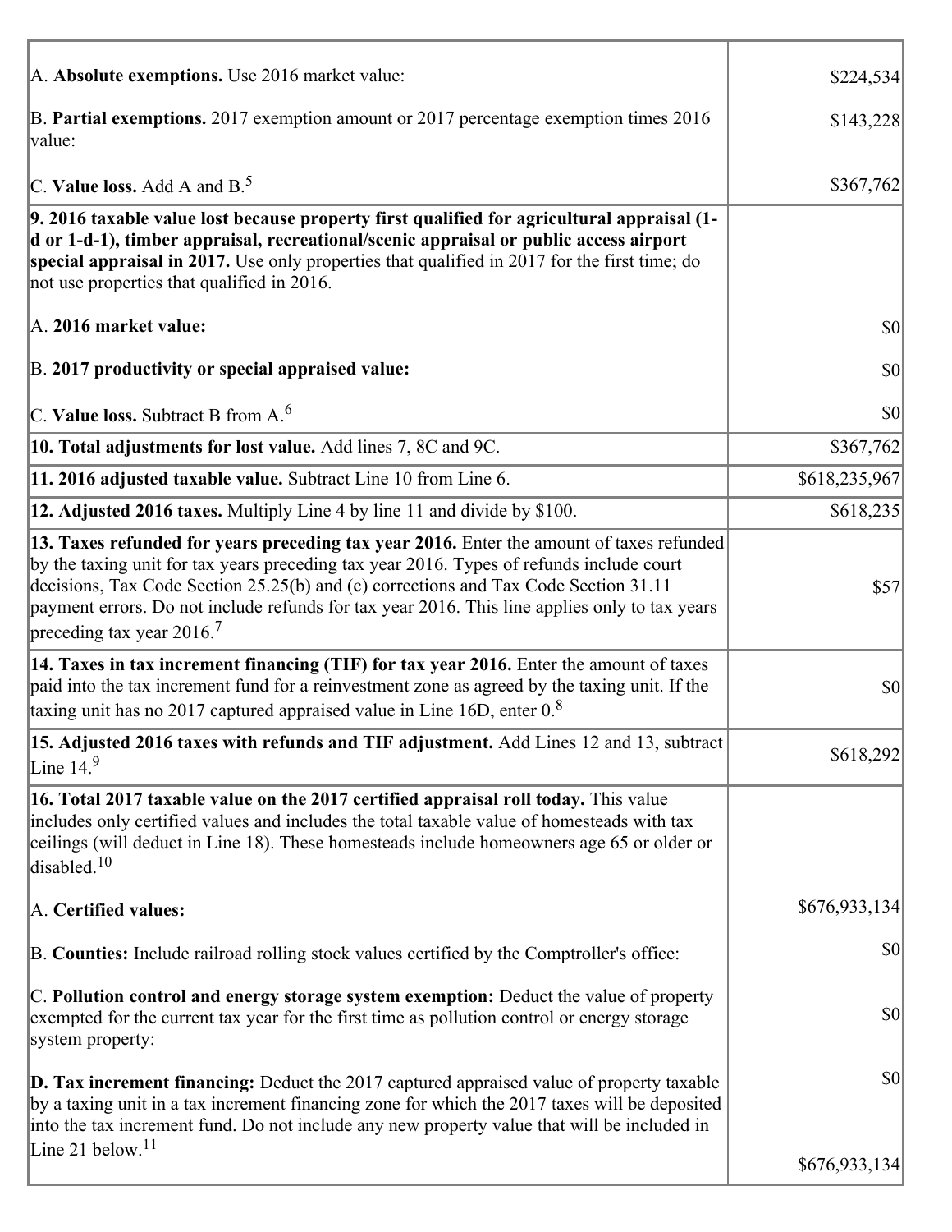| | |
|---|---|
| A. **Absolute exemptions.** Use 2016 market value: | $224,534 |
| B. **Partial exemptions.** 2017 exemption amount or 2017 percentage exemption times 2016 value: | $143,228 |
| C. **Value loss.** Add A and B.[5] | $367,762 |
| **9. 2016 taxable value lost because property first qualified for agricultural appraisal (1-d or 1-d-1), timber appraisal, recreational/scenic appraisal or public access airport special appraisal in 2017.** Use only properties that qualified in 2017 for the first time; do not use properties that qualified in 2016. | |
| A. **2016 market value:** | $0 |
| B. **2017 productivity or special appraised value:** | $0 |
| C. **Value loss.** Subtract B from A.[6] | $0 |
| **10. Total adjustments for lost value.** Add lines 7, 8C and 9C. | $367,762 |
| **11. 2016 adjusted taxable value.** Subtract Line 10 from Line 6. | $618,235,967 |
| **12. Adjusted 2016 taxes.** Multiply Line 4 by line 11 and divide by $100. | $618,235 |
| **13. Taxes refunded for years preceding tax year 2016.** Enter the amount of taxes refunded by the taxing unit for tax years preceding tax year 2016. Types of refunds include court decisions, Tax Code Section 25.25(b) and (c) corrections and Tax Code Section 31.11 payment errors. Do not include refunds for tax year 2016. This line applies only to tax years preceding tax year 2016.[7] | $57 |
| **14. Taxes in tax increment financing (TIF) for tax year 2016.** Enter the amount of taxes paid into the tax increment fund for a reinvestment zone as agreed by the taxing unit. If the taxing unit has no 2017 captured appraised value in Line 16D, enter 0.[8] | $0 |
| **15. Adjusted 2016 taxes with refunds and TIF adjustment.** Add Lines 12 and 13, subtract Line 14.[9] | $618,292 |
| **16. Total 2017 taxable value on the 2017 certified appraisal roll today.** This value includes only certified values and includes the total taxable value of homesteads with tax ceilings (will deduct in Line 18). These homesteads include homeowners age 65 or older or disabled.[10] | |
| A. **Certified values:** | $676,933,134 |
| B. **Counties:** Include railroad rolling stock values certified by the Comptroller's office: | $0 |
| C. **Pollution control and energy storage system exemption:** Deduct the value of property exempted for the current tax year for the first time as pollution control or energy storage system property: | $0 |
| **D. Tax increment financing:** Deduct the 2017 captured appraised value of property taxable by a taxing unit in a tax increment financing zone for which the 2017 taxes will be deposited into the tax increment fund. Do not include any new property value that will be included in Line 21 below.[11] | $0<br>$676,933,134 |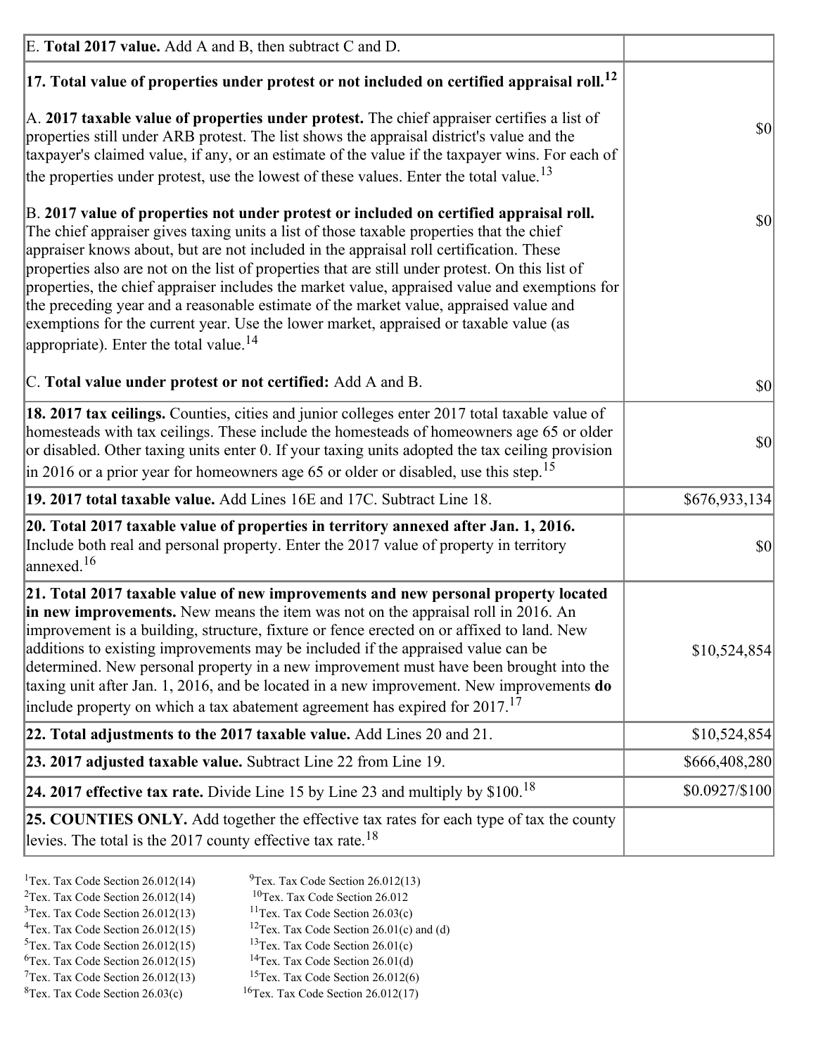| | |
|---|---|
| E. **Total 2017 value.** Add A and B, then subtract C and D. | |
| **17. Total value of properties under protest or not included on certified appraisal roll.**[12]<br><br>A. **2017 taxable value of properties under protest.** The chief appraiser certifies a list of properties still under ARB protest. The list shows the appraisal district's value and the taxpayer's claimed value, if any, or an estimate of the value if the taxpayer wins. For each of the properties under protest, use the lowest of these values. Enter the total value.[13]<br><br>B. **2017 value of properties not under protest or included on certified appraisal roll.** The chief appraiser gives taxing units a list of those taxable properties that the chief appraiser knows about, but are not included in the appraisal roll certification. These properties also are not on the list of properties that are still under protest. On this list of properties, the chief appraiser includes the market value, appraised value and exemptions for the preceding year and a reasonable estimate of the market value, appraised value and exemptions for the current year. Use the lower market, appraised or taxable value (as appropriate). Enter the total value.[14]<br><br>C. **Total value under protest or not certified:** Add A and B. | <br><br>$0<br><br>$0<br><br>$0 |
| **18. 2017 tax ceilings.** Counties, cities and junior colleges enter 2017 total taxable value of homesteads with tax ceilings. These include the homesteads of homeowners age 65 or older or disabled. Other taxing units enter 0. If your taxing units adopted the tax ceiling provision in 2016 or a prior year for homeowners age 65 or older or disabled, use this step.[15] | $0 |
| **19. 2017 total taxable value.** Add Lines 16E and 17C. Subtract Line 18. | $676,933,134 |
| **20. Total 2017 taxable value of properties in territory annexed after Jan. 1, 2016.** Include both real and personal property. Enter the 2017 value of property in territory annexed.[16] | $0 |
| **21. Total 2017 taxable value of new improvements and new personal property located in new improvements.** New means the item was not on the appraisal roll in 2016. An improvement is a building, structure, fixture or fence erected on or affixed to land. New additions to existing improvements may be included if the appraised value can be determined. New personal property in a new improvement must have been brought into the taxing unit after Jan. 1, 2016, and be located in a new improvement. New improvements **do** include property on which a tax abatement agreement has expired for 2017.[17] | $10,524,854 |
| **22. Total adjustments to the 2017 taxable value.** Add Lines 20 and 21. | $10,524,854 |
| **23. 2017 adjusted taxable value.** Subtract Line 22 from Line 19. | $666,408,280 |
| **24. 2017 effective tax rate.** Divide Line 15 by Line 23 and multiply by $100.[18] | $0.0927/$100 |
| **25. COUNTIES ONLY.** Add together the effective tax rates for each type of tax the county levies. The total is the 2017 county effective tax rate.[18] | |

[1]Tex. Tax Code Section 26.012(14)
[2]Tex. Tax Code Section 26.012(14)
[3]Tex. Tax Code Section 26.012(13)
[4]Tex. Tax Code Section 26.012(15)
[5]Tex. Tax Code Section 26.012(15)
[6]Tex. Tax Code Section 26.012(15)
[7]Tex. Tax Code Section 26.012(13)
[8]Tex. Tax Code Section 26.03(c)
[9]Tex. Tax Code Section 26.012(13)
[10]Tex. Tax Code Section 26.012
[11]Tex. Tax Code Section 26.03(c)
[12]Tex. Tax Code Section 26.01(c) and (d)
[13]Tex. Tax Code Section 26.01(c)
[14]Tex. Tax Code Section 26.01(d)
[15]Tex. Tax Code Section 26.012(6)
[16]Tex. Tax Code Section 26.012(17)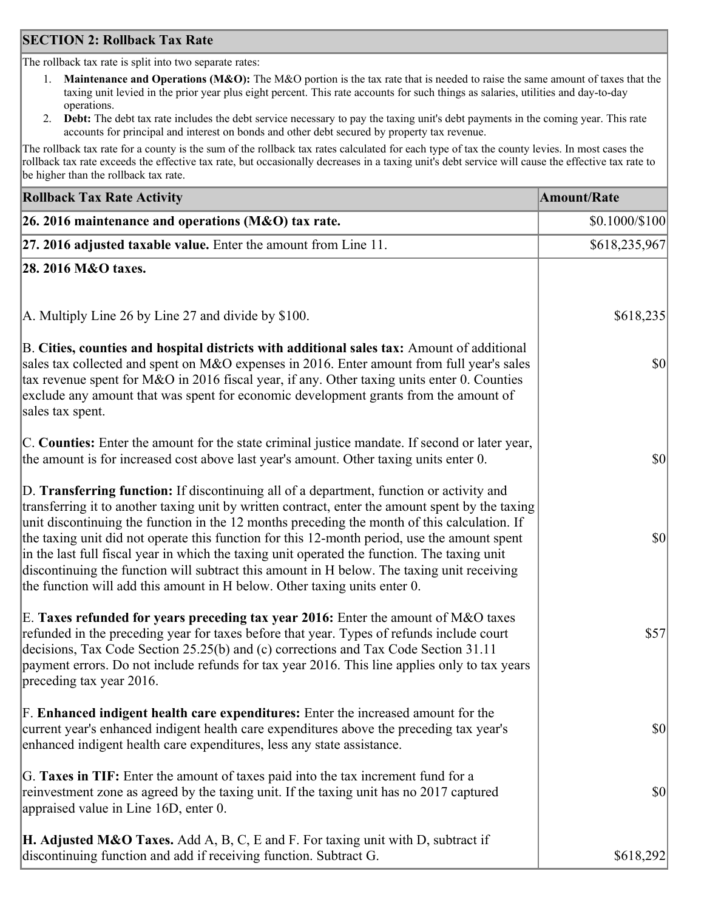## SECTION 2: Rollback Tax Rate

The rollback tax rate is split into two separate rates:

1. **Maintenance and Operations (M&O):** The M&O portion is the tax rate that is needed to raise the same amount of taxes that the taxing unit levied in the prior year plus eight percent. This rate accounts for such things as salaries, utilities and day-to-day operations.
2. **Debt:** The debt tax rate includes the debt service necessary to pay the taxing unit's debt payments in the coming year. This rate accounts for principal and interest on bonds and other debt secured by property tax revenue.

The rollback tax rate for a county is the sum of the rollback tax rates calculated for each type of tax the county levies. In most cases the rollback tax rate exceeds the effective tax rate, but occasionally decreases in a taxing unit's debt service will cause the effective tax rate to be higher than the rollback tax rate.

| Rollback Tax Rate Activity | Amount/Rate |
|---|---|
| **26. 2016 maintenance and operations (M&O) tax rate.** | $0.1000/$100 |
| **27. 2016 adjusted taxable value.** Enter the amount from Line 11. | $618,235,967 |
| **28. 2016 M&O taxes.** | |
| A. Multiply Line 26 by Line 27 and divide by $100. | $618,235 |
| B. **Cities, counties and hospital districts with additional sales tax:** Amount of additional sales tax collected and spent on M&O expenses in 2016. Enter amount from full year's sales tax revenue spent for M&O in 2016 fiscal year, if any. Other taxing units enter 0. Counties exclude any amount that was spent for economic development grants from the amount of sales tax spent. | $0 |
| C. **Counties:** Enter the amount for the state criminal justice mandate. If second or later year, the amount is for increased cost above last year's amount. Other taxing units enter 0. | $0 |
| D. **Transferring function:** If discontinuing all of a department, function or activity and transferring it to another taxing unit by written contract, enter the amount spent by the taxing unit discontinuing the function in the 12 months preceding the month of this calculation. If the taxing unit did not operate this function for this 12-month period, use the amount spent in the last full fiscal year in which the taxing unit operated the function. The taxing unit discontinuing the function will subtract this amount in H below. The taxing unit receiving the function will add this amount in H below. Other taxing units enter 0. | $0 |
| E. **Taxes refunded for years preceding tax year 2016:** Enter the amount of M&O taxes refunded in the preceding year for taxes before that year. Types of refunds include court decisions, Tax Code Section 25.25(b) and (c) corrections and Tax Code Section 31.11 payment errors. Do not include refunds for tax year 2016. This line applies only to tax years preceding tax year 2016. | $57 |
| F. **Enhanced indigent health care expenditures:** Enter the increased amount for the current year's enhanced indigent health care expenditures above the preceding tax year's enhanced indigent health care expenditures, less any state assistance. | $0 |
| G. **Taxes in TIF:** Enter the amount of taxes paid into the tax increment fund for a reinvestment zone as agreed by the taxing unit. If the taxing unit has no 2017 captured appraised value in Line 16D, enter 0. | $0 |
| **H. Adjusted M&O Taxes.** Add A, B, C, E and F. For taxing unit with D, subtract if discontinuing function and add if receiving function. Subtract G. | $618,292 |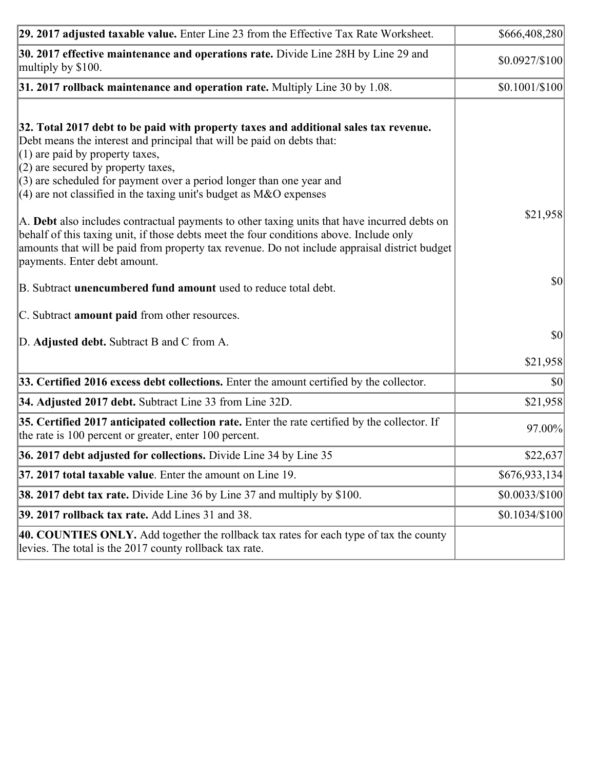| | |
|---|---|
| **29. 2017 adjusted taxable value.** Enter Line 23 from the Effective Tax Rate Worksheet. | $666,408,280 |
| **30. 2017 effective maintenance and operations rate.** Divide Line 28H by Line 29 and multiply by $100. | $0.0927/$100 |
| **31. 2017 rollback maintenance and operation rate.** Multiply Line 30 by 1.08. | $0.1001/$100 |
| **32. Total 2017 debt to be paid with property taxes and additional sales tax revenue.** Debt means the interest and principal that will be paid on debts that:<br>(1) are paid by property taxes,<br>(2) are secured by property taxes,<br>(3) are scheduled for payment over a period longer than one year and<br>(4) are not classified in the taxing unit's budget as M&O expenses<br><br>A. **Debt** also includes contractual payments to other taxing units that have incurred debts on behalf of this taxing unit, if those debts meet the four conditions above. Include only amounts that will be paid from property tax revenue. Do not include appraisal district budget payments. Enter debt amount.<br><br>B. Subtract **unencumbered fund amount** used to reduce total debt.<br><br>C. Subtract **amount paid** from other resources.<br><br>D. **Adjusted debt.** Subtract B and C from A. | $21,958<br><br>$0<br><br>$0<br><br>$21,958 |
| **33. Certified 2016 excess debt collections.** Enter the amount certified by the collector. | $0 |
| **34. Adjusted 2017 debt.** Subtract Line 33 from Line 32D. | $21,958 |
| **35. Certified 2017 anticipated collection rate.** Enter the rate certified by the collector. If the rate is 100 percent or greater, enter 100 percent. | 97.00% |
| **36. 2017 debt adjusted for collections.** Divide Line 34 by Line 35 | $22,637 |
| **37. 2017 total taxable value**. Enter the amount on Line 19. | $676,933,134 |
| **38. 2017 debt tax rate.** Divide Line 36 by Line 37 and multiply by $100. | $0.0033/$100 |
| **39. 2017 rollback tax rate.** Add Lines 31 and 38. | $0.1034/$100 |
| **40. COUNTIES ONLY.** Add together the rollback tax rates for each type of tax the county levies. The total is the 2017 county rollback tax rate. | |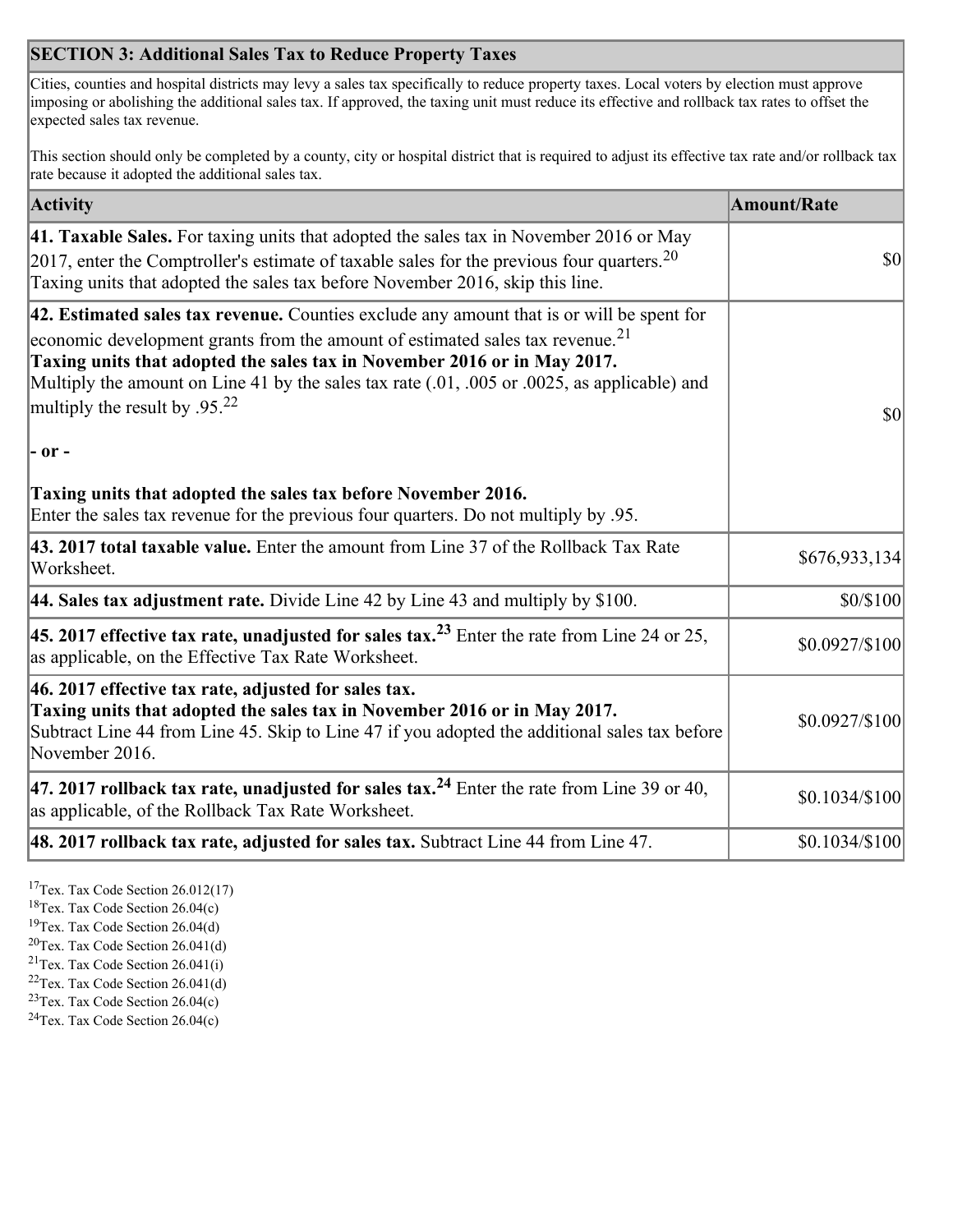## SECTION 3: Additional Sales Tax to Reduce Property Taxes

Cities, counties and hospital districts may levy a sales tax specifically to reduce property taxes. Local voters by election must approve imposing or abolishing the additional sales tax. If approved, the taxing unit must reduce its effective and rollback tax rates to offset the expected sales tax revenue.

This section should only be completed by a county, city or hospital district that is required to adjust its effective tax rate and/or rollback tax rate because it adopted the additional sales tax.

| Activity | Amount/Rate |
|---|---|
| **41. Taxable Sales.** For taxing units that adopted the sales tax in November 2016 or May 2017, enter the Comptroller's estimate of taxable sales for the previous four quarters.[20] Taxing units that adopted the sales tax before November 2016, skip this line. | $0 |
| **42. Estimated sales tax revenue.** Counties exclude any amount that is or will be spent for economic development grants from the amount of estimated sales tax revenue.[21] **Taxing units that adopted the sales tax in November 2016 or in May 2017.** Multiply the amount on Line 41 by the sales tax rate (.01, .005 or .0025, as applicable) and multiply the result by .95.[22] **- or -** **Taxing units that adopted the sales tax before November 2016.** Enter the sales tax revenue for the previous four quarters. Do not multiply by .95. | $0 |
| **43. 2017 total taxable value.** Enter the amount from Line 37 of the Rollback Tax Rate Worksheet. | $676,933,134 |
| **44. Sales tax adjustment rate.** Divide Line 42 by Line 43 and multiply by $100. | $0/$100 |
| **45. 2017 effective tax rate, unadjusted for sales tax.[23]** Enter the rate from Line 24 or 25, as applicable, on the Effective Tax Rate Worksheet. | $0.0927/$100 |
| **46. 2017 effective tax rate, adjusted for sales tax.** **Taxing units that adopted the sales tax in November 2016 or in May 2017.** Subtract Line 44 from Line 45. Skip to Line 47 if you adopted the additional sales tax before November 2016. | $0.0927/$100 |
| **47. 2017 rollback tax rate, unadjusted for sales tax.[24]** Enter the rate from Line 39 or 40, as applicable, of the Rollback Tax Rate Worksheet. | $0.1034/$100 |
| **48. 2017 rollback tax rate, adjusted for sales tax.** Subtract Line 44 from Line 47. | $0.1034/$100 |

[17] Tex. Tax Code Section 26.012(17)
[18] Tex. Tax Code Section 26.04(c)
[19] Tex. Tax Code Section 26.04(d)
[20] Tex. Tax Code Section 26.041(d)
[21] Tex. Tax Code Section 26.041(i)
[22] Tex. Tax Code Section 26.041(d)
[23] Tex. Tax Code Section 26.04(c)
[24] Tex. Tax Code Section 26.04(c)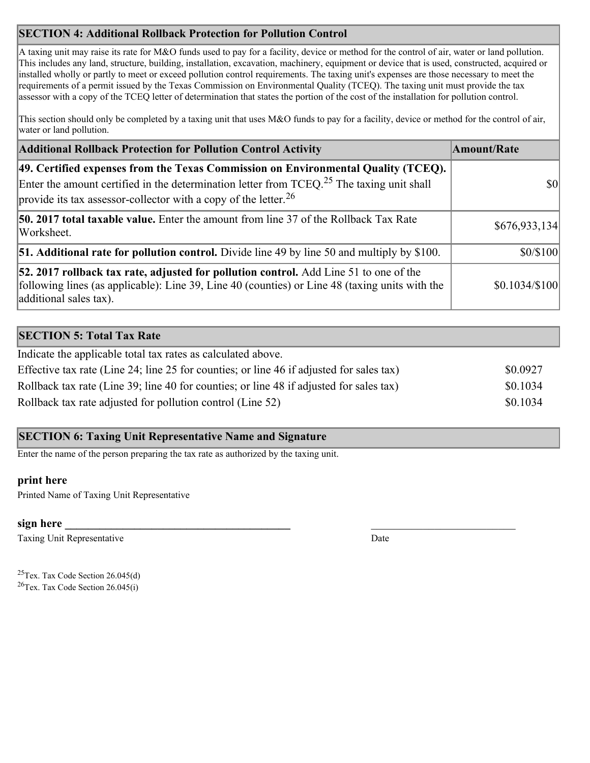## SECTION 4: Additional Rollback Protection for Pollution Control

A taxing unit may raise its rate for M&O funds used to pay for a facility, device or method for the control of air, water or land pollution. This includes any land, structure, building, installation, excavation, machinery, equipment or device that is used, constructed, acquired or installed wholly or partly to meet or exceed pollution control requirements. The taxing unit's expenses are those necessary to meet the requirements of a permit issued by the Texas Commission on Environmental Quality (TCEQ). The taxing unit must provide the tax assessor with a copy of the TCEQ letter of determination that states the portion of the cost of the installation for pollution control.

This section should only be completed by a taxing unit that uses M&O funds to pay for a facility, device or method for the control of air, water or land pollution.

| Additional Rollback Protection for Pollution Control Activity | Amount/Rate |
|---|---|
| **49. Certified expenses from the Texas Commission on Environmental Quality (TCEQ).** Enter the amount certified in the determination letter from TCEQ.[25] The taxing unit shall provide its tax assessor-collector with a copy of the letter.[26] | $0 |
| **50. 2017 total taxable value.** Enter the amount from line 37 of the Rollback Tax Rate Worksheet. | $676,933,134 |
| **51. Additional rate for pollution control.** Divide line 49 by line 50 and multiply by $100. | $0/$100 |
| **52. 2017 rollback tax rate, adjusted for pollution control.** Add Line 51 to one of the following lines (as applicable): Line 39, Line 40 (counties) or Line 48 (taxing units with the additional sales tax). | $0.1034/$100 |

## SECTION 5: Total Tax Rate

Indicate the applicable total tax rates as calculated above.

| | |
|---|---|
| Effective tax rate (Line 24; line 25 for counties; or line 46 if adjusted for sales tax) | $0.0927 |
| Rollback tax rate (Line 39; line 40 for counties; or line 48 if adjusted for sales tax) | $0.1034 |
| Rollback tax rate adjusted for pollution control (Line 52) | $0.1034 |

## SECTION 6: Taxing Unit Representative Name and Signature

Enter the name of the person preparing the tax rate as authorized by the taxing unit.

**print here**

Printed Name of Taxing Unit Representative

**sign here** ________________________________________ ____________________________

Taxing Unit Representative Date

[25]Tex. Tax Code Section 26.045(d)

[26]Tex. Tax Code Section 26.045(i)